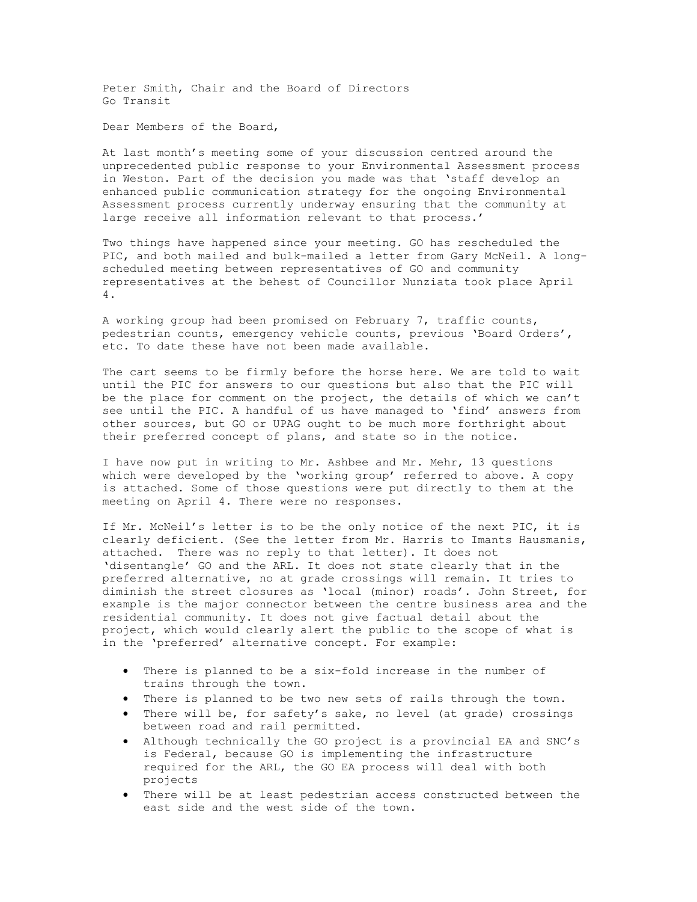Peter Smith, Chair and the Board of Directors
Go Transit

Dear Members of the Board,

At last month's meeting some of your discussion centred around the unprecedented public response to your Environmental Assessment process in Weston. Part of the decision you made was that 'staff develop an enhanced public communication strategy for the ongoing Environmental Assessment process currently underway ensuring that the community at large receive all information relevant to that process.'

Two things have happened since your meeting. GO has rescheduled the PIC, and both mailed and bulk-mailed a letter from Gary McNeil. A long-scheduled meeting between representatives of GO and community representatives at the behest of Councillor Nunziata took place April 4.

A working group had been promised on February 7, traffic counts, pedestrian counts, emergency vehicle counts, previous 'Board Orders', etc. To date these have not been made available.

The cart seems to be firmly before the horse here. We are told to wait until the PIC for answers to our questions but also that the PIC will be the place for comment on the project, the details of which we can't see until the PIC. A handful of us have managed to 'find' answers from other sources, but GO or UPAG ought to be much more forthright about their preferred concept of plans, and state so in the notice.

I have now put in writing to Mr. Ashbee and Mr. Mehr, 13 questions which were developed by the 'working group' referred to above. A copy is attached. Some of those questions were put directly to them at the meeting on April 4. There were no responses.

If Mr. McNeil's letter is to be the only notice of the next PIC, it is clearly deficient. (See the letter from Mr. Harris to Imants Hausmanis, attached. There was no reply to that letter). It does not 'disentangle' GO and the ARL. It does not state clearly that in the preferred alternative, no at grade crossings will remain. It tries to diminish the street closures as 'local (minor) roads'. John Street, for example is the major connector between the centre business area and the residential community. It does not give factual detail about the project, which would clearly alert the public to the scope of what is in the 'preferred' alternative concept. For example:

- There is planned to be a six-fold increase in the number of trains through the town.
- There is planned to be two new sets of rails through the town.
- There will be, for safety's sake, no level (at grade) crossings between road and rail permitted.
- Although technically the GO project is a provincial EA and SNC's is Federal, because GO is implementing the infrastructure required for the ARL, the GO EA process will deal with both projects
- There will be at least pedestrian access constructed between the east side and the west side of the town.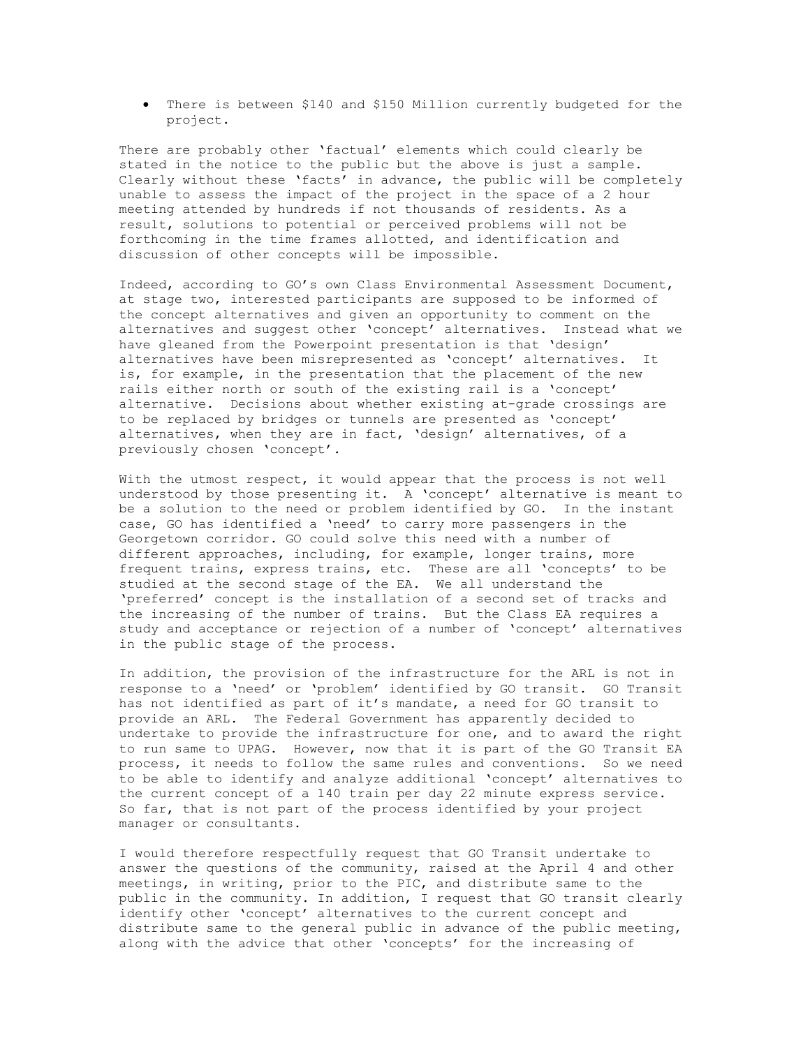- There is between $140 and $150 Million currently budgeted for the project.

There are probably other 'factual' elements which could clearly be stated in the notice to the public but the above is just a sample. Clearly without these 'facts' in advance, the public will be completely unable to assess the impact of the project in the space of a 2 hour meeting attended by hundreds if not thousands of residents. As a result, solutions to potential or perceived problems will not be forthcoming in the time frames allotted, and identification and discussion of other concepts will be impossible.

Indeed, according to GO's own Class Environmental Assessment Document, at stage two, interested participants are supposed to be informed of the concept alternatives and given an opportunity to comment on the alternatives and suggest other 'concept' alternatives. Instead what we have gleaned from the Powerpoint presentation is that 'design' alternatives have been misrepresented as 'concept' alternatives. It is, for example, in the presentation that the placement of the new rails either north or south of the existing rail is a 'concept' alternative. Decisions about whether existing at-grade crossings are to be replaced by bridges or tunnels are presented as 'concept' alternatives, when they are in fact, 'design' alternatives, of a previously chosen 'concept'.

With the utmost respect, it would appear that the process is not well understood by those presenting it. A 'concept' alternative is meant to be a solution to the need or problem identified by GO. In the instant case, GO has identified a 'need' to carry more passengers in the Georgetown corridor. GO could solve this need with a number of different approaches, including, for example, longer trains, more frequent trains, express trains, etc. These are all 'concepts' to be studied at the second stage of the EA. We all understand the 'preferred' concept is the installation of a second set of tracks and the increasing of the number of trains. But the Class EA requires a study and acceptance or rejection of a number of 'concept' alternatives in the public stage of the process.

In addition, the provision of the infrastructure for the ARL is not in response to a 'need' or 'problem' identified by GO transit. GO Transit has not identified as part of it's mandate, a need for GO transit to provide an ARL. The Federal Government has apparently decided to undertake to provide the infrastructure for one, and to award the right to run same to UPAG. However, now that it is part of the GO Transit EA process, it needs to follow the same rules and conventions. So we need to be able to identify and analyze additional 'concept' alternatives to the current concept of a 140 train per day 22 minute express service. So far, that is not part of the process identified by your project manager or consultants.

I would therefore respectfully request that GO Transit undertake to answer the questions of the community, raised at the April 4 and other meetings, in writing, prior to the PIC, and distribute same to the public in the community. In addition, I request that GO transit clearly identify other 'concept' alternatives to the current concept and distribute same to the general public in advance of the public meeting, along with the advice that other 'concepts' for the increasing of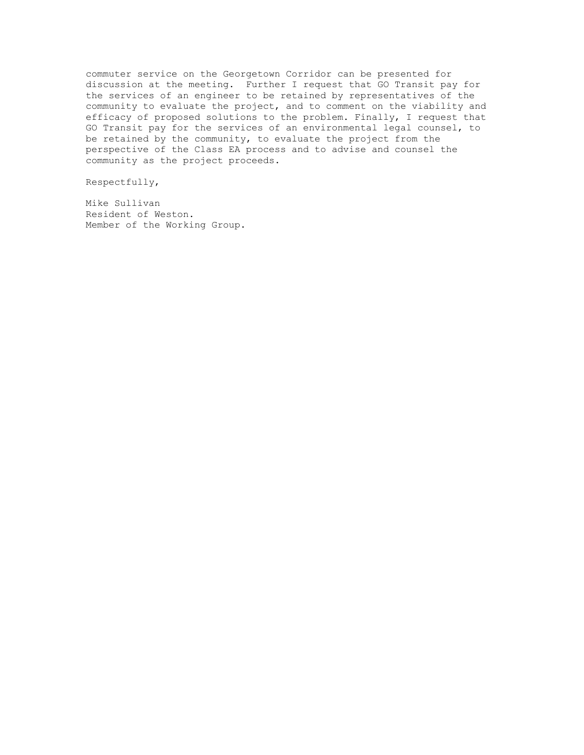commuter service on the Georgetown Corridor can be presented for discussion at the meeting. Further I request that GO Transit pay for the services of an engineer to be retained by representatives of the community to evaluate the project, and to comment on the viability and efficacy of proposed solutions to the problem. Finally, I request that GO Transit pay for the services of an environmental legal counsel, to be retained by the community, to evaluate the project from the perspective of the Class EA process and to advise and counsel the community as the project proceeds.

Respectfully,

Mike Sullivan
Resident of Weston.
Member of the Working Group.